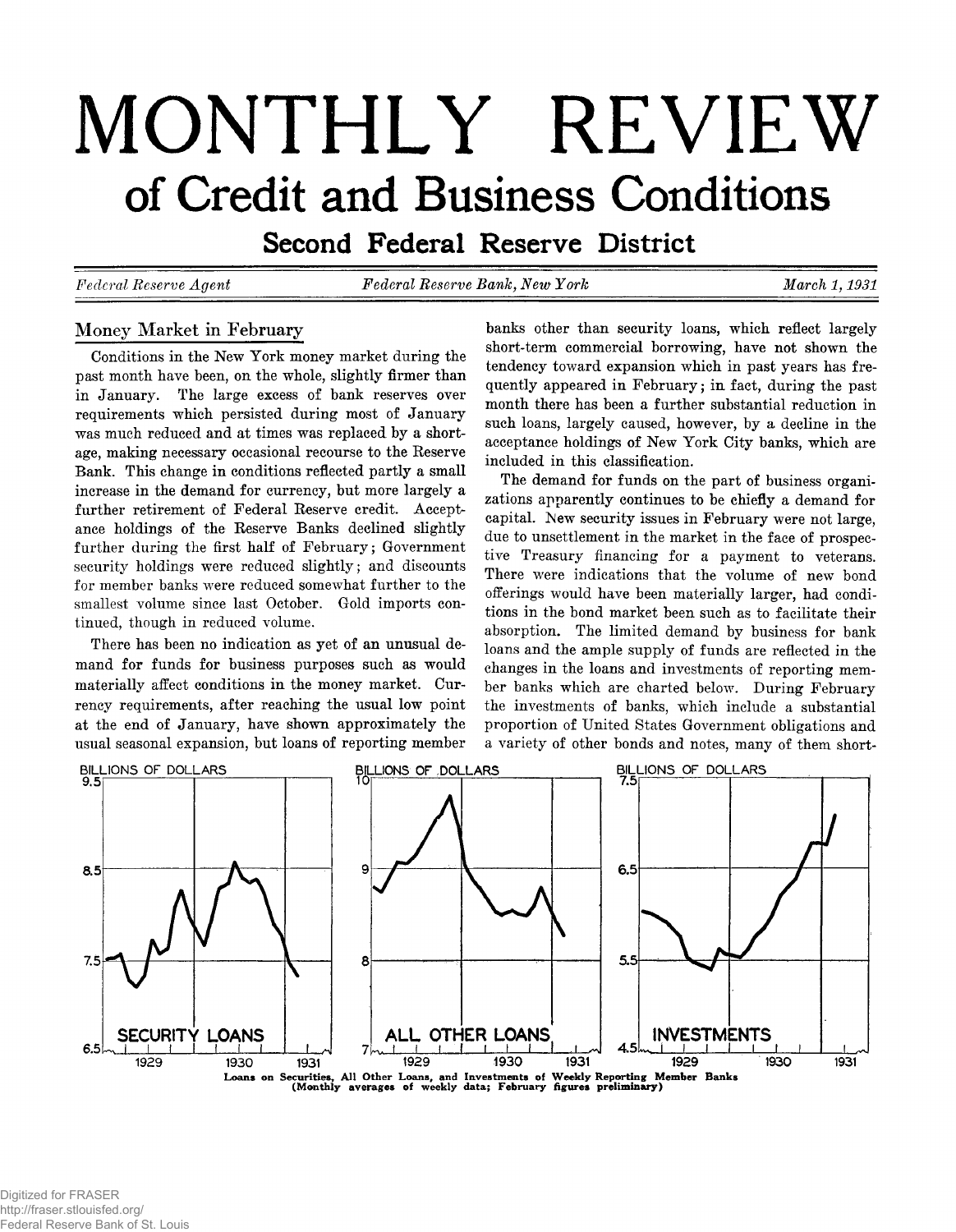# MONTHLY REVIEW

## of Credit and Business Conditions

### Second Federal Reserve District

*Federal Reserve Agent* | *Federal Reserve Bank, New York* | *March 1, 1931*

## Money Market in February

Conditions in the New York money market during the past month have been, on the whole, slightly firmer than in January. The large excess of bank reserves over requirements which persisted during most of January was much reduced and at times was replaced by a shortage, making necessary occasional recourse to the Reserve Bank. This change in conditions reflected partly a small increase in the demand for currency, but more largely a further retirement of Federal Reserve credit. Acceptance holdings of the Reserve Banks declined slightly further during the first half of February; Government security holdings were reduced slightly; and discounts for member banks were reduced somewhat further to the smallest volume since last October. Gold imports continued, though in reduced volume.

There has been no indication as yet of an unusual demand for funds for business purposes such as would materially affect conditions in the money market. Currency requirements, after reaching the usual low point at the end of January, have shown approximately the usual seasonal expansion, but loans of reporting member banks other than security loans, which reflect largely short-term commercial borrowing, have not shown the tendency toward expansion which in past years has frequently appeared in February; in fact, during the past month there has been a further substantial reduction in such loans, largely caused, however, by a decline in the acceptance holdings of New York City banks, which are included in this classification.

The demand for funds on the part of business organizations apparently continues to be chiefly a demand for capital. New security issues in February were not large, due to unsettlement in the market in the face of prospective Treasury financing for a payment to veterans. There were indications that the volume of new bond offerings would have been materially larger, had conditions in the bond market been such as to facilitate their absorption. The limited demand by business for bank loans and the ample supply of funds are reflected in the changes in the loans and investments of reporting member banks which are charted below. During February the investments of banks, which include a substantial proportion of United States Government obligations and a variety of other bonds and notes, many of them short-

Loans on Securities, All Other Loans, and Investments of Weekly Reporting Member Banks
(Monthly averages of weekly data; February figures preliminary)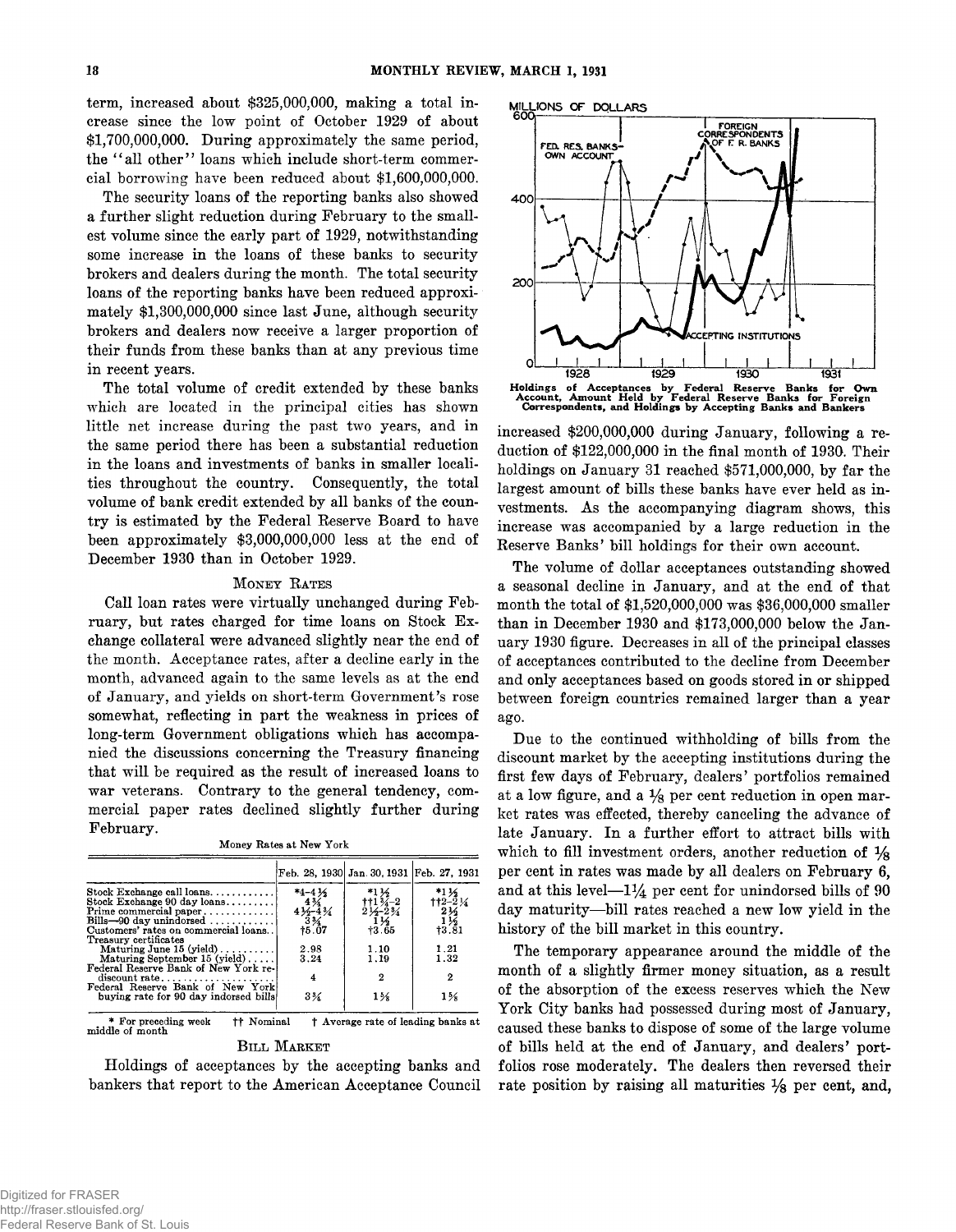term, increased about $325,000,000, making a total increase since the low point of October 1929 of about $1,700,000,000. During approximately the same period, the "all other" loans which include short-term commercial borrowing have been reduced about $1,600,000,000.

The security loans of the reporting banks also showed a further slight reduction during February to the smallest volume since the early part of 1929, notwithstanding some increase in the loans of these banks to security brokers and dealers during the month. The total security loans of the reporting banks have been reduced approximately $1,300,000,000 since last June, although security brokers and dealers now receive a larger proportion of their funds from these banks than at any previous time in recent years.

The total volume of credit extended by these banks which are located in the principal cities has shown little net increase during the past two years, and in the same period there has been a substantial reduction in the loans and investments of banks in smaller localities throughout the country. Consequently, the total volume of bank credit extended by all banks of the country is estimated by the Federal Reserve Board to have been approximately $3,000,000,000 less at the end of December 1930 than in October 1929.

## Money Rates

Call loan rates were virtually unchanged during February, but rates charged for time loans on Stock Exchange collateral were advanced slightly near the end of the month. Acceptance rates, after a decline early in the month, advanced again to the same levels as at the end of January, and yields on short-term Government's rose somewhat, reflecting in part the weakness in prices of long-term Government obligations which has accompanied the discussions concerning the Treasury financing that will be required as the result of increased loans to war veterans. Contrary to the general tendency, commercial paper rates declined slightly further during February.

Money Rates at New York

| | Feb. 28, 1930 | Jan. 30, 1931 | Feb. 27, 1931 |
|---|---|---|---|
| Stock Exchange call loans | *4-4½ | *1½ | *1½ |
| Stock Exchange 90 day loans | 4¾ | ††1¾-2 | ††2-2¼ |
| Prime commercial paper | 4½-4¾ | 2½-2¾ | 2½ |
| Bills—90 day unindorsed | 3¾ | 1½ | 1½ |
| Customers' rates on commercial loans | †5.07 | †3.65 | †3.81 |
| Treasury certificates | | | |
| Maturing June 15 (yield) | 2.98 | 1.10 | 1.21 |
| Maturing September 15 (yield) | 3.24 | 1.19 | 1.32 |
| Federal Reserve Bank of New York rediscount rate | 4 | 2 | 2 |
| Federal Reserve Bank of New York buying rate for 90 day indorsed bills | 3⅞ | 1⅝ | 1⅝ |

\* For preceding week †† Nominal † Average rate of leading banks at middle of month

## Bill Market

Holdings of acceptances by the accepting banks and bankers that report to the American Acceptance Council increased $200,000,000 during January, following a reduction of $122,000,000 in the final month of 1930. Their holdings on January 31 reached $571,000,000, by far the largest amount of bills these banks have ever held as investments. As the accompanying diagram shows, this increase was accompanied by a large reduction in the Reserve Banks' bill holdings for their own account.

**Holdings of Acceptances by Federal Reserve Banks for Own Account, Amount Held by Federal Reserve Banks for Foreign Correspondents, and Holdings by Accepting Banks and Bankers**

The volume of dollar acceptances outstanding showed a seasonal decline in January, and at the end of that month the total of $1,520,000,000 was $36,000,000 smaller than in December 1930 and $173,000,000 below the January 1930 figure. Decreases in all of the principal classes of acceptances contributed to the decline from December and only acceptances based on goods stored in or shipped between foreign countries remained larger than a year ago.

Due to the continued withholding of bills from the discount market by the accepting institutions during the first few days of February, dealers' portfolios remained at a low figure, and a ⅛ per cent reduction in open market rates was effected, thereby canceling the advance of late January. In a further effort to attract bills with which to fill investment orders, another reduction of ⅛ per cent in rates was made by all dealers on February 6, and at this level—1¼ per cent for unindorsed bills of 90 day maturity—bill rates reached a new low yield in the history of the bill market in this country.

The temporary appearance around the middle of the month of a slightly firmer money situation, as a result of the absorption of the excess reserves which the New York City banks had possessed during most of January, caused these banks to dispose of some of the large volume of bills held at the end of January, and dealers' portfolios rose moderately. The dealers then reversed their rate position by raising all maturities ⅛ per cent, and,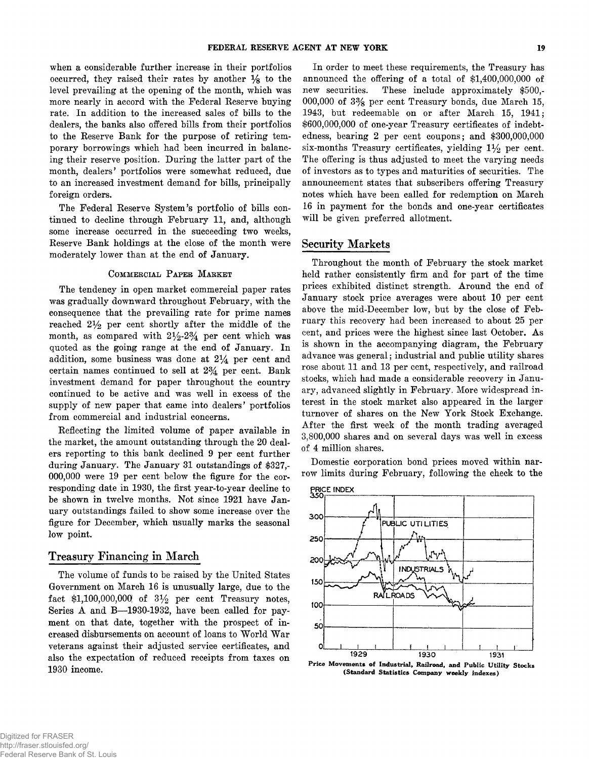when a considerable further increase in their portfolios occurred, they raised their rates by another 1/8 to the level prevailing at the opening of the month, which was more nearly in accord with the Federal Reserve buying rate. In addition to the increased sales of bills to the dealers, the banks also offered bills from their portfolios to the Reserve Bank for the purpose of retiring temporary borrowings which had been incurred in balancing their reserve position. During the latter part of the month, dealers' portfolios were somewhat reduced, due to an increased investment demand for bills, principally foreign orders.

The Federal Reserve System's portfolio of bills continued to decline through February 11, and, although some increase occurred in the succeeding two weeks, Reserve Bank holdings at the close of the month were moderately lower than at the end of January.

### Commercial Paper Market

The tendency in open market commercial paper rates was gradually downward throughout February, with the consequence that the prevailing rate for prime names reached 2½ per cent shortly after the middle of the month, as compared with 2½-2¾ per cent which was quoted as the going range at the end of January. In addition, some business was done at 2¼ per cent and certain names continued to sell at 2¾ per cent. Bank investment demand for paper throughout the country continued to be active and was well in excess of the supply of new paper that came into dealers' portfolios from commercial and industrial concerns.

Reflecting the limited volume of paper available in the market, the amount outstanding through the 20 dealers reporting to this bank declined 9 per cent further during January. The January 31 outstandings of $327,000,000 were 19 per cent below the figure for the corresponding date in 1930, the first year-to-year decline to be shown in twelve months. Not since 1921 have January outstandings failed to show some increase over the figure for December, which usually marks the seasonal low point.

## Treasury Financing in March

The volume of funds to be raised by the United States Government on March 16 is unusually large, due to the fact $1,100,000,000 of 3½ per cent Treasury notes, Series A and B—1930-1932, have been called for payment on that date, together with the prospect of increased disbursements on account of loans to World War veterans against their adjusted service certificates, and also the expectation of reduced receipts from taxes on 1930 income.

In order to meet these requirements, the Treasury has announced the offering of a total of $1,400,000,000 of new securities. These include approximately $500,000,000 of 3⅜ per cent Treasury bonds, due March 15, 1943, but redeemable on or after March 15, 1941; $600,000,000 of one-year Treasury certificates of indebtedness, bearing 2 per cent coupons; and $300,000,000 six-months Treasury certificates, yielding 1½ per cent. The offering is thus adjusted to meet the varying needs of investors as to types and maturities of securities. The announcement states that subscribers offering Treasury notes which have been called for redemption on March 16 in payment for the bonds and one-year certificates will be given preferred allotment.

## Security Markets

Throughout the month of February the stock market held rather consistently firm and for part of the time prices exhibited distinct strength. Around the end of January stock price averages were about 10 per cent above the mid-December low, but by the close of February this recovery had been increased to about 25 per cent, and prices were the highest since last October. As is shown in the accompanying diagram, the February advance was general; industrial and public utility shares rose about 11 and 13 per cent, respectively, and railroad stocks, which had made a considerable recovery in January, advanced slightly in February. More widespread interest in the stock market also appeared in the larger turnover of shares on the New York Stock Exchange. After the first week of the month trading averaged 3,800,000 shares and on several days was well in excess of 4 million shares.

Domestic corporation bond prices moved within narrow limits during February, following the check to the

**Price Movements of Industrial, Railroad, and Public Utility Stocks (Standard Statistics Company weekly indexes)**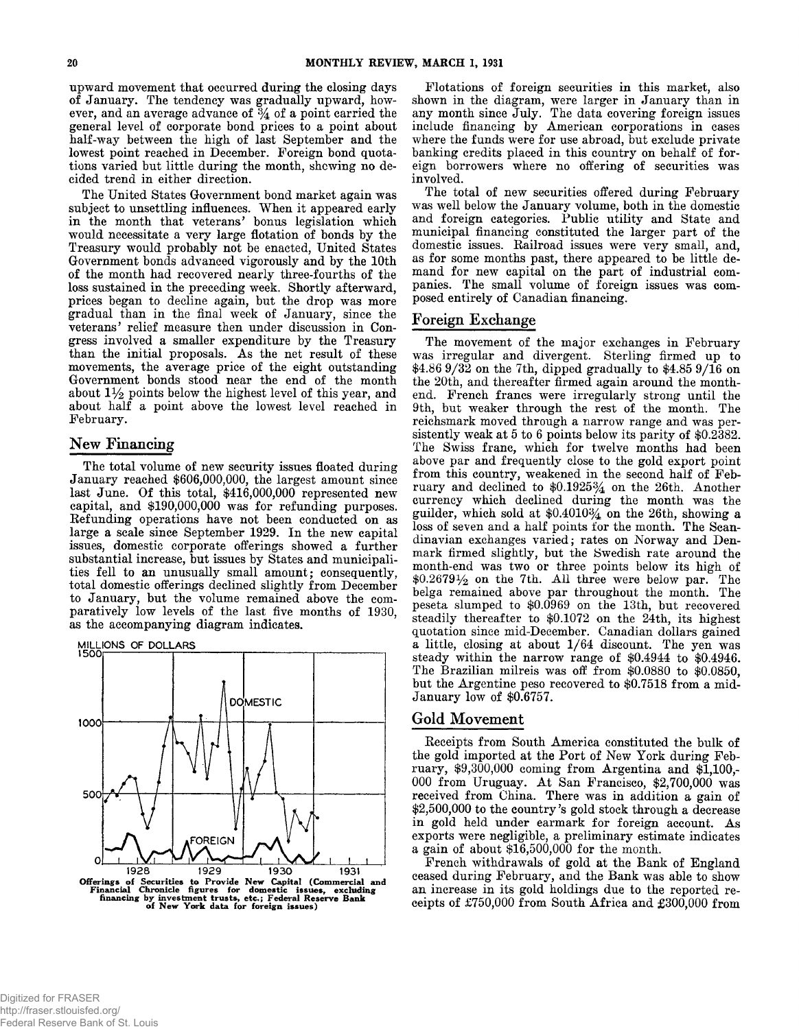upward movement that occurred during the closing days of January. The tendency was gradually upward, however, and an average advance of ¾ of a point carried the general level of corporate bond prices to a point about half-way between the high of last September and the lowest point reached in December. Foreign bond quotations varied but little during the month, showing no decided trend in either direction.

The United States Government bond market again was subject to unsettling influences. When it appeared early in the month that veterans' bonus legislation which would necessitate a very large flotation of bonds by the Treasury would probably not be enacted, United States Government bonds advanced vigorously and by the 10th of the month had recovered nearly three-fourths of the loss sustained in the preceding week. Shortly afterward, prices began to decline again, but the drop was more gradual than in the final week of January, since the veterans' relief measure then under discussion in Congress involved a smaller expenditure by the Treasury than the initial proposals. As the net result of these movements, the average price of the eight outstanding Government bonds stood near the end of the month about 1½ points below the highest level of this year, and about half a point above the lowest level reached in February.

## New Financing

The total volume of new security issues floated during January reached $606,000,000, the largest amount since last June. Of this total, $416,000,000 represented new capital, and $190,000,000 was for refunding purposes. Refunding operations have not been conducted on as large a scale since September 1929. In the new capital issues, domestic corporate offerings showed a further substantial increase, but issues by States and municipalities fell to an unusually small amount; consequently, total domestic offerings declined slightly from December to January, but the volume remained above the comparatively low levels of the last five months of 1930, as the accompanying diagram indicates.

MILLIONS OF DOLLARS

**Offerings of Securities to Provide New Capital (Commercial and Financial Chronicle figures for domestic issues, excluding financing by investment trusts, etc.; Federal Reserve Bank of New York data for foreign issues)**

Flotations of foreign securities in this market, also shown in the diagram, were larger in January than in any month since July. The data covering foreign issues include financing by American corporations in cases where the funds were for use abroad, but exclude private banking credits placed in this country on behalf of foreign borrowers where no offering of securities was involved.

The total of new securities offered during February was well below the January volume, both in the domestic and foreign categories. Public utility and State and municipal financing constituted the larger part of the domestic issues. Railroad issues were very small, and, as for some months past, there appeared to be little demand for new capital on the part of industrial companies. The small volume of foreign issues was composed entirely of Canadian financing.

## Foreign Exchange

The movement of the major exchanges in February was irregular and divergent. Sterling firmed up to $4.86 9/32 on the 7th, dipped gradually to $4.85 9/16 on the 20th, and thereafter firmed again around the month-end. French francs were irregularly strong until the 9th, but weaker through the rest of the month. The reichsmark moved through a narrow range and was persistently weak at 5 to 6 points below its parity of $0.2382. The Swiss franc, which for twelve months had been above par and frequently close to the gold export point from this country, weakened in the second half of February and declined to $0.1925¾ on the 26th. Another currency which declined during the month was the guilder, which sold at $0.4010¾ on the 26th, showing a loss of seven and a half points for the month. The Scandinavian exchanges varied; rates on Norway and Denmark firmed slightly, but the Swedish rate around the month-end was two or three points below its high of $0.2679½ on the 7th. All three were below par. The belga remained above par throughout the month. The peseta slumped to $0.0969 on the 13th, but recovered steadily thereafter to $0.1072 on the 24th, its highest quotation since mid-December. Canadian dollars gained a little, closing at about 1/64 discount. The yen was steady within the narrow range of $0.4944 to $0.4946. The Brazilian milreis was off from $0.0880 to $0.0850, but the Argentine peso recovered to $0.7518 from a mid-January low of $0.6757.

## Gold Movement

Receipts from South America constituted the bulk of the gold imported at the Port of New York during February, $9,300,000 coming from Argentina and $1,100,000 from Uruguay. At San Francisco, $2,700,000 was received from China. There was in addition a gain of $2,500,000 to the country's gold stock through a decrease in gold held under earmark for foreign account. As exports were negligible, a preliminary estimate indicates a gain of about $16,500,000 for the month.

French withdrawals of gold at the Bank of England ceased during February, and the Bank was able to show an increase in its gold holdings due to the reported receipts of £750,000 from South Africa and £300,000 from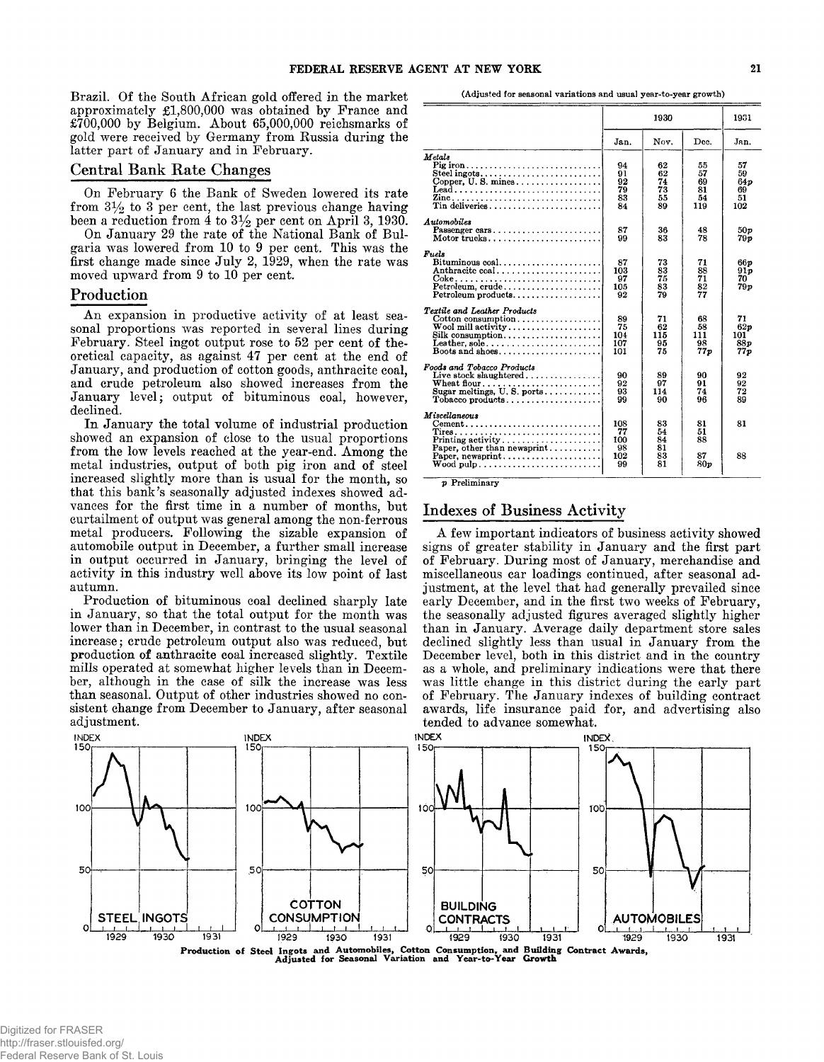Brazil. Of the South African gold offered in the market approximately £1,800,000 was obtained by France and £700,000 by Belgium. About 65,000,000 reichsmarks of gold were received by Germany from Russia during the latter part of January and in February.

## Central Bank Rate Changes

On February 6 the Bank of Sweden lowered its rate from 3½ to 3 per cent, the last previous change having been a reduction from 4 to 3½ per cent on April 3, 1930.

On January 29 the rate of the National Bank of Bulgaria was lowered from 10 to 9 per cent. This was the first change made since July 2, 1929, when the rate was moved upward from 9 to 10 per cent.

## Production

An expansion in productive activity of at least seasonal proportions was reported in several lines during February. Steel ingot output rose to 52 per cent of theoretical capacity, as against 47 per cent at the end of January, and production of cotton goods, anthracite coal, and crude petroleum also showed increases from the January level; output of bituminous coal, however, declined.

In January the total volume of industrial production showed an expansion of close to the usual proportions from the low levels reached at the year-end. Among the metal industries, output of both pig iron and of steel increased slightly more than is usual for the month, so that this bank's seasonally adjusted indexes showed advances for the first time in a number of months, but curtailment of output was general among the non-ferrous metal producers. Following the sizable expansion of automobile output in December, a further small increase in output occurred in January, bringing the level of activity in this industry well above its low point of last autumn.

Production of bituminous coal declined sharply late in January, so that the total output for the month was lower than in December, in contrast to the usual seasonal increase; crude petroleum output also was reduced, but production of anthracite coal increased slightly. Textile mills operated at somewhat higher levels than in December, although in the case of silk the increase was less than seasonal. Output of other industries showed no consistent change from December to January, after seasonal adjustment.

(Adjusted for seasonal variations and usual year-to-year growth)

| | 1930 | | | 1931 |
|---|---|---|---|---|
| | Jan. | Nov. | Dec. | Jan. |
| ***Metals*** | | | | |
| Pig iron | 94 | 62 | 55 | 57 |
| Steel ingots | 91 | 62 | 57 | 59 |
| Copper, U. S. mines | 92 | 74 | 69 | 64p |
| Lead | 79 | 73 | 81 | 69 |
| Zinc | 83 | 55 | 54 | 51 |
| Tin deliveries | 84 | 89 | 119 | 102 |
| ***Automobiles*** | | | | |
| Passenger cars | 87 | 36 | 48 | 50p |
| Motor trucks | 99 | 83 | 78 | 79p |
| ***Fuels*** | | | | |
| Bituminous coal | 87 | 73 | 71 | 66p |
| Anthracite coal | 103 | 83 | 88 | 91p |
| Coke | 97 | 75 | 71 | 70 |
| Petroleum, crude | 105 | 83 | 82 | 79p |
| Petroleum products | 92 | 79 | 77 | |
| ***Textile and Leather Products*** | | | | |
| Cotton consumption | 89 | 71 | 68 | 71 |
| Wool mill activity | 75 | 62 | 58 | 62p |
| Silk consumption | 104 | 115 | 111 | 101 |
| Leather, sole | 107 | 95 | 98 | 88p |
| Boots and shoes | 101 | 75 | 77p | 77p |
| ***Foods and Tobacco Products*** | | | | |
| Live stock slaughtered | 90 | 89 | 90 | 92 |
| Wheat flour | 92 | 97 | 91 | 92 |
| Sugar meltings, U. S. ports | 93 | 114 | 74 | 72 |
| Tobacco products | 99 | 90 | 96 | 89 |
| ***Miscellaneous*** | | | | |
| Cement | 108 | 83 | 81 | 81 |
| Tires | 77 | 54 | 51 | |
| Printing activity | 100 | 84 | 88 | |
| Paper, other than newsprint | 98 | 81 | | |
| Paper, newsprint | 102 | 83 | 87 | 88 |
| Wood pulp | 99 | 81 | 80p | |

p Preliminary

## Indexes of Business Activity

A few important indicators of business activity showed signs of greater stability in January and the first part of February. During most of January, merchandise and miscellaneous car loadings continued, after seasonal adjustment, at the level that had generally prevailed since early December, and in the first two weeks of February, the seasonally adjusted figures averaged slightly higher than in January. Average daily department store sales declined slightly less than usual in January from the December level, both in this district and in the country as a whole, and preliminary indications were that there was little change in this district during the early part of February. The January indexes of building contract awards, life insurance paid for, and advertising also tended to advance somewhat.

**Production of Steel Ingots and Automobiles, Cotton Consumption, and Building Contract Awards, Adjusted for Seasonal Variation and Year-to-Year Growth**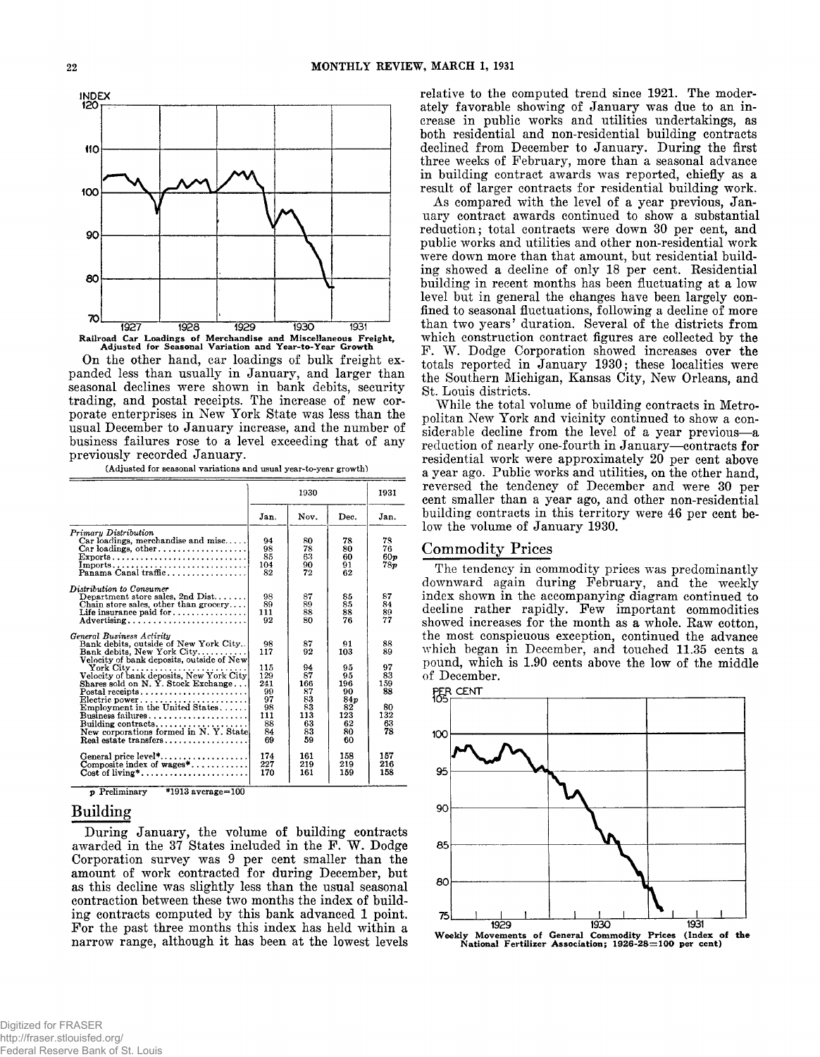Railroad Car Loadings of Merchandise and Miscellaneous Freight, Adjusted for Seasonal Variation and Year-to-Year Growth

On the other hand, car loadings of bulk freight expanded less than usually in January, and larger than seasonal declines were shown in bank debits, security trading, and postal receipts. The increase of new corporate enterprises in New York State was less than the usual December to January increase, and the number of business failures rose to a level exceeding that of any previously recorded January.

(Adjusted for seasonal variations and usual year-to-year growth)

| | 1930 | | | 1931 |
|---|---|---|---|---|
| | Jan. | Nov. | Dec. | Jan. |
| *Primary Distribution* | | | | |
| Car loadings, merchandise and misc. | 94 | 80 | 78 | 78 |
| Car loadings, other | 98 | 78 | 80 | 76 |
| Exports | 85 | 63 | 60 | 60p |
| Imports | 104 | 90 | 91 | 78p |
| Panama Canal traffic | 82 | 72 | 62 | |
| *Distribution to Consumer* | | | | |
| Department store sales, 2nd Dist. | 98 | 87 | 85 | 87 |
| Chain store sales, other than grocery | 89 | 89 | 85 | 84 |
| Life insurance paid for | 111 | 88 | 88 | 89 |
| Advertising | 92 | 80 | 76 | 77 |
| *General Business Activity* | | | | |
| Bank debits, outside of New York City | 98 | 87 | 91 | 88 |
| Bank debits, New York City | 117 | 92 | 103 | 89 |
| Velocity of bank deposits, outside of New York City | 115 | 94 | 95 | 97 |
| Velocity of bank deposits, New York City | 129 | 87 | 95 | 83 |
| Shares sold on N. Y. Stock Exchange | 241 | 166 | 196 | 159 |
| Postal receipts | 99 | 87 | 90 | 88 |
| Electric power | 97 | 83 | 84p | |
| Employment in the United States | 98 | 83 | 82 | 80 |
| Business failures | 111 | 113 | 123 | 132 |
| Building contracts | 88 | 63 | 62 | 63 |
| New corporations formed in N. Y. State | 84 | 83 | 80 | 78 |
| Real estate transfers | 69 | 59 | 60 | |
| General price level* | 174 | 161 | 158 | 157 |
| Composite index of wages* | 227 | 219 | 219 | 216 |
| Cost of living* | 170 | 161 | 159 | 158 |

p Preliminary   *1913 average=100

## Building

During January, the volume of building contracts awarded in the 37 States included in the F. W. Dodge Corporation survey was 9 per cent smaller than the amount of work contracted for during December, but as this decline was slightly less than the usual seasonal contraction between these two months the index of building contracts computed by this bank advanced 1 point. For the past three months this index has held within a narrow range, although it has been at the lowest levels relative to the computed trend since 1921. The moderately favorable showing of January was due to an increase in public works and utilities undertakings, as both residential and non-residential building contracts declined from December to January. During the first three weeks of February, more than a seasonal advance in building contract awards was reported, chiefly as a result of larger contracts for residential building work.

As compared with the level of a year previous, January contract awards continued to show a substantial reduction; total contracts were down 30 per cent, and public works and utilities and other non-residential work were down more than that amount, but residential building showed a decline of only 18 per cent. Residential building in recent months has been fluctuating at a low level but in general the changes have been largely confined to seasonal fluctuations, following a decline of more than two years' duration. Several of the districts from which construction contract figures are collected by the F. W. Dodge Corporation showed increases over the totals reported in January 1930; these localities were the Southern Michigan, Kansas City, New Orleans, and St. Louis districts.

While the total volume of building contracts in Metropolitan New York and vicinity continued to show a considerable decline from the level of a year previous—a reduction of nearly one-fourth in January—contracts for residential work were approximately 20 per cent above a year ago. Public works and utilities, on the other hand, reversed the tendency of December and were 30 per cent smaller than a year ago, and other non-residential building contracts in this territory were 46 per cent below the volume of January 1930.

## Commodity Prices

The tendency in commodity prices was predominantly downward again during February, and the weekly index shown in the accompanying diagram continued to decline rather rapidly. Few important commodities showed increases for the month as a whole. Raw cotton, the most conspicuous exception, continued the advance which began in December, and touched 11.35 cents a pound, which is 1.90 cents above the low of the middle of December.

Weekly Movements of General Commodity Prices (Index of the National Fertilizer Association; 1926-28=100 per cent)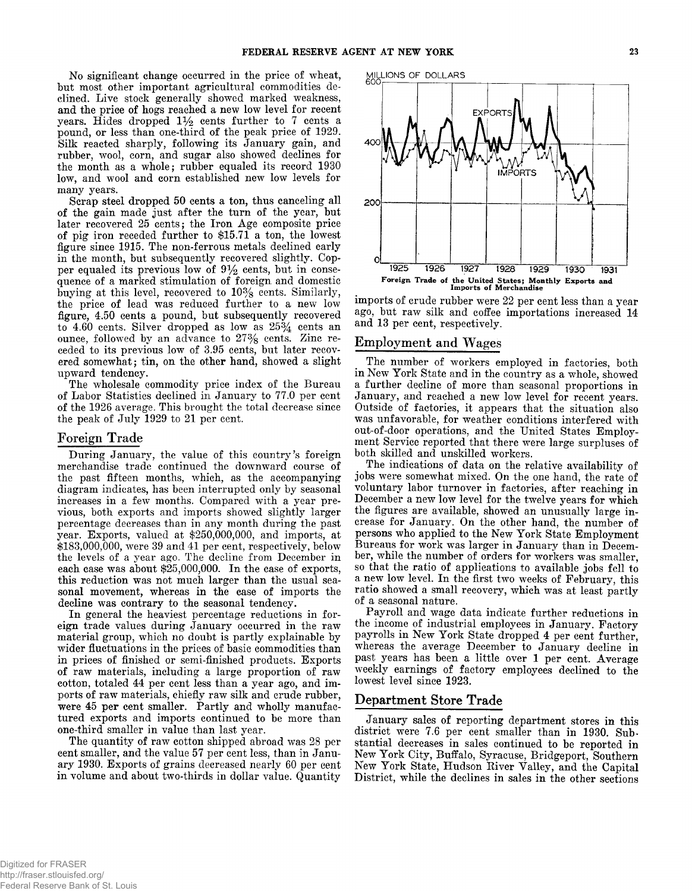No significant change occurred in the price of wheat, but most other important agricultural commodities declined. Live stock generally showed marked weakness, and the price of hogs reached a new low level for recent years. Hides dropped 1½ cents further to 7 cents a pound, or less than one-third of the peak price of 1929. Silk reacted sharply, following its January gain, and rubber, wool, corn, and sugar also showed declines for the month as a whole; rubber equaled its record 1930 low, and wool and corn established new low levels for many years.

Scrap steel dropped 50 cents a ton, thus canceling all of the gain made just after the turn of the year, but later recovered 25 cents; the Iron Age composite price of pig iron receded further to $15.71 a ton, the lowest figure since 1915. The non-ferrous metals declined early in the month, but subsequently recovered slightly. Copper equaled its previous low of 9½ cents, but in consequence of a marked stimulation of foreign and domestic buying at this level, recovered to 10⅜ cents. Similarly, the price of lead was reduced further to a new low figure, 4.50 cents a pound, but subsequently recovered to 4.60 cents. Silver dropped as low as 25¾ cents an ounce, followed by an advance to 27⅜ cents. Zinc receded to its previous low of 3.95 cents, but later recovered somewhat; tin, on the other hand, showed a slight upward tendency.

The wholesale commodity price index of the Bureau of Labor Statistics declined in January to 77.0 per cent of the 1926 average. This brought the total decrease since the peak of July 1929 to 21 per cent.

## Foreign Trade

During January, the value of this country's foreign merchandise trade continued the downward course of the past fifteen months, which, as the accompanying diagram indicates, has been interrupted only by seasonal increases in a few months. Compared with a year previous, both exports and imports showed slightly larger percentage decreases than in any month during the past year. Exports, valued at $250,000,000, and imports, at $183,000,000, were 39 and 41 per cent, respectively, below the levels of a year ago. The decline from December in each case was about $25,000,000. In the case of exports, this reduction was not much larger than the usual seasonal movement, whereas in the case of imports the decline was contrary to the seasonal tendency.

In general the heaviest percentage reductions in foreign trade values during January occurred in the raw material group, which no doubt is partly explainable by wider fluctuations in the prices of basic commodities than in prices of finished or semi-finished products. Exports of raw materials, including a large proportion of raw cotton, totaled 44 per cent less than a year ago, and imports of raw materials, chiefly raw silk and crude rubber, were 45 per cent smaller. Partly and wholly manufactured exports and imports continued to be more than one-third smaller in value than last year.

The quantity of raw cotton shipped abroad was 28 per cent smaller, and the value 57 per cent less, than in January 1930. Exports of grains decreased nearly 60 per cent in volume and about two-thirds in dollar value. Quantity imports of crude rubber were 22 per cent less than a year ago, but raw silk and coffee importations increased 14 and 13 per cent, respectively.

**Foreign Trade of the United States; Monthly Exports and Imports of Merchandise**

## Employment and Wages

The number of workers employed in factories, both in New York State and in the country as a whole, showed a further decline of more than seasonal proportions in January, and reached a new low level for recent years. Outside of factories, it appears that the situation also was unfavorable, for weather conditions interfered with out-of-door operations, and the United States Employment Service reported that there were large surpluses of both skilled and unskilled workers.

The indications of data on the relative availability of jobs were somewhat mixed. On the one hand, the rate of voluntary labor turnover in factories, after reaching in December a new low level for the twelve years for which the figures are available, showed an unusually large increase for January. On the other hand, the number of persons who applied to the New York State Employment Bureaus for work was larger in January than in December, while the number of orders for workers was smaller, so that the ratio of applications to available jobs fell to a new low level. In the first two weeks of February, this ratio showed a small recovery, which was at least partly of a seasonal nature.

Payroll and wage data indicate further reductions in the income of industrial employees in January. Factory payrolls in New York State dropped 4 per cent further, whereas the average December to January decline in past years has been a little over 1 per cent. Average weekly earnings of factory employees declined to the lowest level since 1923.

## Department Store Trade

January sales of reporting department stores in this district were 7.6 per cent smaller than in 1930. Substantial decreases in sales continued to be reported in New York City, Buffalo, Syracuse, Bridgeport, Southern New York State, Hudson River Valley, and the Capital District, while the declines in sales in the other sections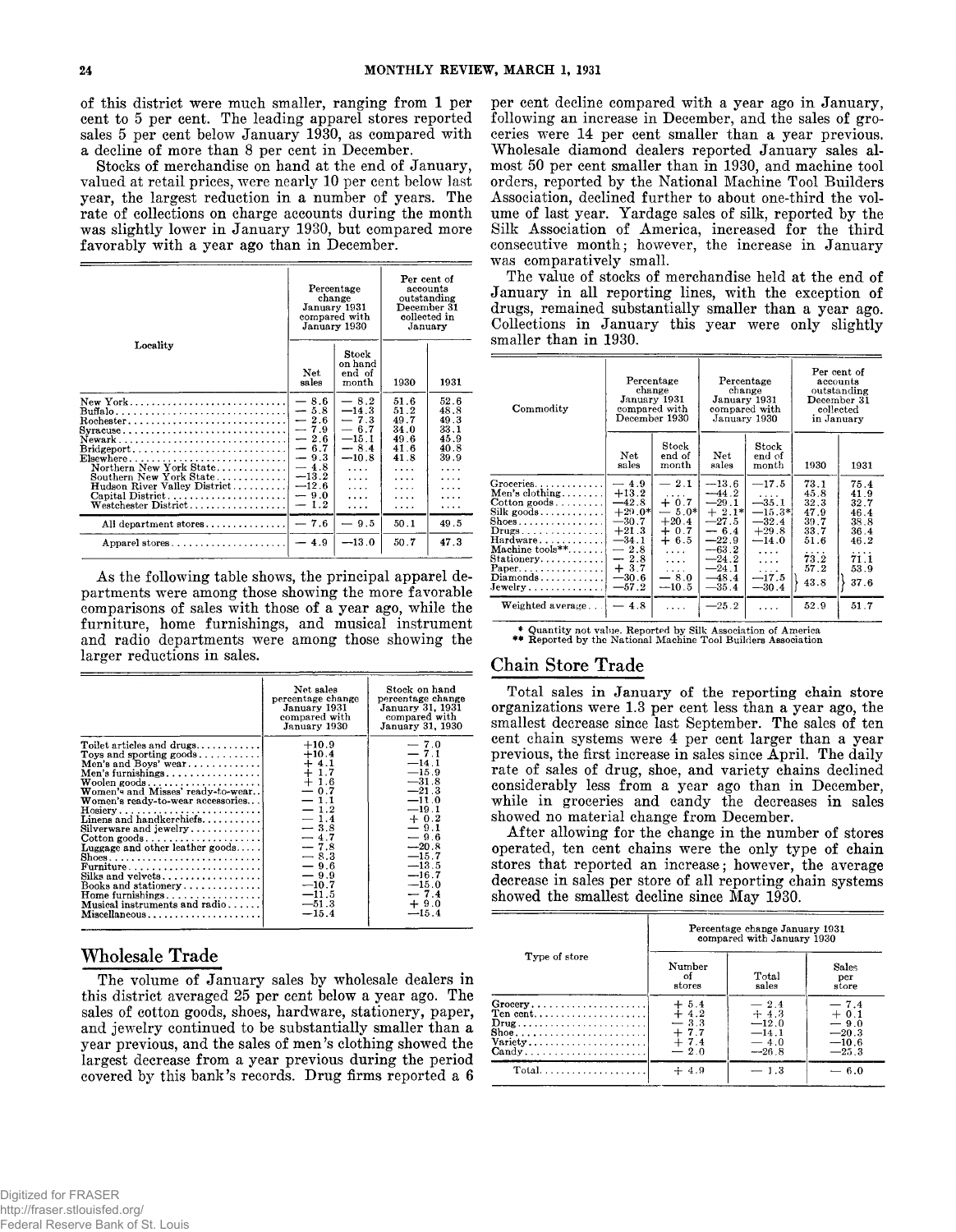of this district were much smaller, ranging from 1 per cent to 5 per cent. The leading apparel stores reported sales 5 per cent below January 1930, as compared with a decline of more than 8 per cent in December.

Stocks of merchandise on hand at the end of January, valued at retail prices, were nearly 10 per cent below last year, the largest reduction in a number of years. The rate of collections on charge accounts during the month was slightly lower in January 1930, but compared more favorably with a year ago than in December.

| Locality | Percentage change January 1931 compared with January 1930 | | Per cent of accounts outstanding December 31 collected in January | |
|---|---|---|---|---|
| | Net sales | Stock on hand end of month | 1930 | 1931 |
| New York | — 8.6 | — 8.2 | 51.6 | 52.6 |
| Buffalo | — 5.8 | —14.3 | 51.2 | 48.8 |
| Rochester | — 2.6 | — 7.3 | 49.7 | 49.3 |
| Syracuse | — 7.9 | — 6.7 | 34.0 | 33.1 |
| Newark | — 2.6 | —15.1 | 49.6 | 45.9 |
| Bridgeport | — 6.7 | — 8.4 | 41.6 | 40.8 |
| Elsewhere | — 9.3 | —10.8 | 41.8 | 39.9 |
| Northern New York State | — 4.8 | .... | .... | .... |
| Southern New York State | —13.2 | .... | .... | .... |
| Hudson River Valley District | —12.6 | .... | .... | .... |
| Capital District | — 9.0 | .... | .... | .... |
| Westchester District | — 1.2 | .... | .... | .... |
| All department stores | — 7.6 | — 9.5 | 50.1 | 49.5 |
| Apparel stores | — 4.9 | —13.0 | 50.7 | 47.3 |

As the following table shows, the principal apparel departments were among those showing the more favorable comparisons of sales with those of a year ago, while the furniture, home furnishings, and musical instrument and radio departments were among those showing the larger reductions in sales.

| | Net sales percentage change January 1931 compared with January 1930 | Stock on hand percentage change January 31, 1931 compared with January 31, 1930 |
|---|---|---|
| Toilet articles and drugs | +10.9 | — 7.0 |
| Toys and sporting goods | +10.4 | — 7.1 |
| Men's and Boys' wear | + 4.1 | —14.1 |
| Men's furnishings | + 1.7 | —15.9 |
| Woolen goods | + 1.6 | —31.8 |
| Women's and Misses' ready-to-wear | — 0.7 | —21.3 |
| Women's ready-to-wear accessories | — 1.1 | —11.0 |
| Hosiery | — 1.2 | —19.1 |
| Linens and handkerchiefs | — 1.4 | + 0.2 |
| Silverware and jewelry | — 3.8 | — 9.1 |
| Cotton goods | — 4.7 | — 9.6 |
| Luggage and other leather goods | — 7.8 | —20.8 |
| Shoes | — 8.3 | —15.7 |
| Furniture | — 9.6 | —13.5 |
| Silks and velvets | — 9.9 | —16.7 |
| Books and stationery | —10.7 | —15.0 |
| Home furnishings | —11.5 | — 7.4 |
| Musical instruments and radio | —51.3 | + 9.0 |
| Miscellaneous | —15.4 | —15.4 |

## Wholesale Trade

The volume of January sales by wholesale dealers in this district averaged 25 per cent below a year ago. The sales of cotton goods, shoes, hardware, stationery, paper, and jewelry continued to be substantially smaller than a year previous, and the sales of men's clothing showed the largest decrease from a year previous during the period covered by this bank's records. Drug firms reported a 6 per cent decline compared with a year ago in January, following an increase in December, and the sales of groceries were 14 per cent smaller than a year previous. Wholesale diamond dealers reported January sales almost 50 per cent smaller than in 1930, and machine tool orders, reported by the National Machine Tool Builders Association, declined further to about one-third the volume of last year. Yardage sales of silk, reported by the Silk Association of America, increased for the third consecutive month; however, the increase in January was comparatively small.

The value of stocks of merchandise held at the end of January in all reporting lines, with the exception of drugs, remained substantially smaller than a year ago. Collections in January this year were only slightly smaller than in 1930.

| Commodity | Percentage change January 1931 compared with December 1930 | | Percentage change January 1931 compared with January 1930 | | Per cent of accounts outstanding December 31 collected in January | |
|---|---|---|---|---|---|---|
| | Net sales | Stock end of month | Net sales | Stock end of month | 1930 | 1931 |
| Groceries | — 4.9 | — 2.1 | —13.6 | —17.5 | 73.1 | 75.4 |
| Men's clothing | +13.2 | .... | —44.2 | .... | 45.8 | 41.9 |
| Cotton goods | —42.8 | + 0.7 | —29.1 | —35.1 | 32.3 | 32.7 |
| Silk goods | +29.0* | — 5.0* | + 2.1* | —15.3* | 47.9 | 46.4 |
| Shoes | —30.7 | +20.4 | —27.5 | —32.4 | 39.7 | 38.8 |
| Drugs | +21.3 | + 0.7 | — 6.4 | +29.8 | 33.7 | 36.4 |
| Hardware | —34.1 | + 6.5 | —22.9 | —14.0 | 51.6 | 46.2 |
| Machine tools** | — 2.8 | .... | —63.2 | .... | .... | .... |
| Stationery | — 2.8 | .... | —24.2 | .... | 73.2 | 71.1 |
| Paper | + 3.7 | .... | —24.1 | .... | 57.2 | 53.9 |
| Diamonds | —30.6 | — 8.0 | —48.4 | —17.5 | 43.8 | 37.6 |
| Jewelry | —57.2 | —10.5 | —35.4 | —30.4 | | |
| Weighted average | — 4.8 | .... | —25.2 | .... | 52.9 | 51.7 |

\* Quantity not value. Reported by Silk Association of America
\*\* Reported by the National Machine Tool Builders Association

## Chain Store Trade

Total sales in January of the reporting chain store organizations were 1.3 per cent less than a year ago, the smallest decrease since last September. The sales of ten cent chain systems were 4 per cent larger than a year previous, the first increase in sales since April. The daily rate of sales of drug, shoe, and variety chains declined considerably less from a year ago than in December, while in groceries and candy the decreases in sales showed no material change from December.

After allowing for the change in the number of stores operated, ten cent chains were the only type of chain stores that reported an increase; however, the average decrease in sales per store of all reporting chain systems showed the smallest decline since May 1930.

| Type of store | Percentage change January 1931 compared with January 1930 | | |
|---|---|---|---|
| | Number of stores | Total sales | Sales per store |
| Grocery | + 5.4 | — 2.4 | — 7.4 |
| Ten cent | + 4.2 | + 4.3 | + 0.1 |
| Drug | — 3.3 | —12.0 | — 9.0 |
| Shoe | + 7.7 | —14.1 | —20.3 |
| Variety | + 7.4 | — 4.0 | —10.6 |
| Candy | — 2.0 | —26.8 | —25.3 |
| Total | + 4.9 | — 1.3 | — 6.0 |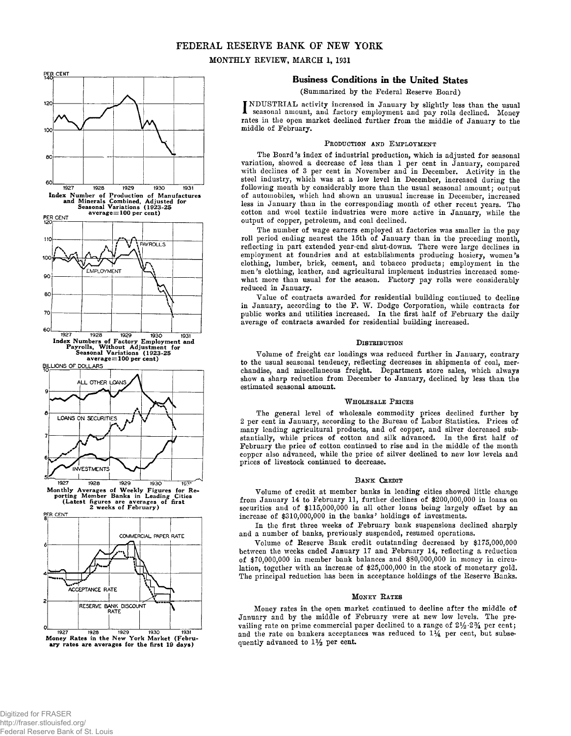# FEDERAL RESERVE BANK OF NEW YORK

MONTHLY REVIEW, MARCH 1, 1931

PER CENT
140
120
100
80
60
1927 1928 1929 1930 1931

Index Number of Production of Manufactures and Minerals Combined, Adjusted for Seasonal Variations (1923-25 average=100 per cent)

PER CENT
120
110
100
90
80
70
60
PAYROLLS
EMPLOYMENT
1927 1928 1929 1930 1931

Index Numbers of Factory Employment and Payrolls, Without Adjustment for Seasonal Variations (1923-25 average=100 per cent)

BILLIONS OF DOLLARS
10
9
8
7
6
5
ALL OTHER LOANS
LOANS ON SECURITIES
INVESTMENTS
1927 1928 1929 1930 1931

Monthly Averages of Weekly Figures for Reporting Member Banks in Leading Cities (Latest figures are averages of first 2 weeks of February)

PER CENT
8
6
4
2
0
COMMERCIAL PAPER RATE
ACCEPTANCE RATE
RESERVE BANK DISCOUNT RATE
1927 1928 1929 1930 1931

Money Rates in the New York Market (February rates are averages for the first 19 days)

## Business Conditions in the United States

(Summarized by the Federal Reserve Board)

INDUSTRIAL activity increased in January by slightly less than the usual seasonal amount, and factory employment and pay rolls declined. Money rates in the open market declined further from the middle of January to the middle of February.

### Production and Employment

The Board's index of industrial production, which is adjusted for seasonal variation, showed a decrease of less than 1 per cent in January, compared with declines of 3 per cent in November and in December. Activity in the steel industry, which was at a low level in December, increased during the following month by considerably more than the usual seasonal amount; output of automobiles, which had shown an unusual increase in December, increased less in January than in the corresponding month of other recent years. The cotton and wool textile industries were more active in January, while the output of copper, petroleum, and coal declined.

The number of wage earners employed at factories was smaller in the pay roll period ending nearest the 15th of January than in the preceding month, reflecting in part extended year-end shut-downs. There were large declines in employment at foundries and at establishments producing hosiery, women's clothing, lumber, brick, cement, and tobacco products; employment in the men's clothing, leather, and agricultural implement industries increased somewhat more than usual for the season. Factory pay rolls were considerably reduced in January.

Value of contracts awarded for residential building continued to decline in January, according to the F. W. Dodge Corporation, while contracts for public works and utilities increased. In the first half of February the daily average of contracts awarded for residential building increased.

### Distribution

Volume of freight car loadings was reduced further in January, contrary to the usual seasonal tendency, reflecting decreases in shipments of coal, merchandise, and miscellaneous freight. Department store sales, which always show a sharp reduction from December to January, declined by less than the estimated seasonal amount.

### Wholesale Prices

The general level of wholesale commodity prices declined further by 2 per cent in January, according to the Bureau of Labor Statistics. Prices of many leading agricultural products, and of copper, and silver decreased substantially, while prices of cotton and silk advanced. In the first half of February the price of cotton continued to rise and in the middle of the month copper also advanced, while the price of silver declined to new low levels and prices of livestock continued to decrease.

### Bank Credit

Volume of credit at member banks in leading cities showed little change from January 14 to February 11, further declines of $200,000,000 in loans on securities and of $115,000,000 in all other loans being largely offset by an increase of $310,000,000 in the banks' holdings of investments.

In the first three weeks of February bank suspensions declined sharply and a number of banks, previously suspended, resumed operations.

Volume of Reserve Bank credit outstanding decreased by $175,000,000 between the weeks ended January 17 and February 14, reflecting a reduction of $70,000,000 in member bank balances and $80,000,000 in money in circulation, together with an increase of $25,000,000 in the stock of monetary gold. The principal reduction has been in acceptance holdings of the Reserve Banks.

### Money Rates

Money rates in the open market continued to decline after the middle of January and by the middle of February were at new low levels. The prevailing rate on prime commercial paper declined to a range of 2½-2¾ per cent; and the rate on bankers acceptances was reduced to 1¼ per cent, but subsequently advanced to 1½ per cent.